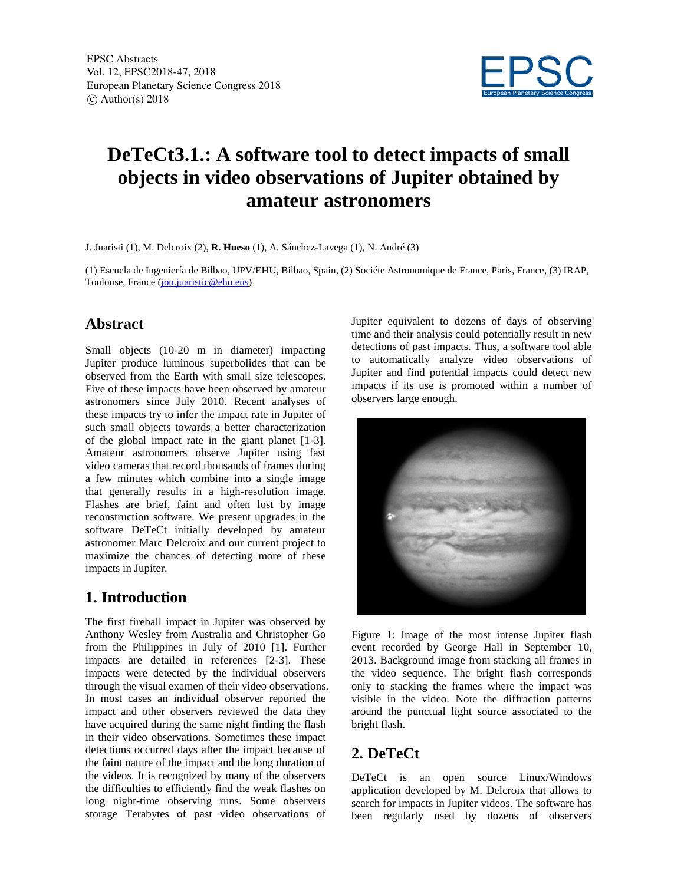EPSC Abstracts
Vol. 12, EPSC2018-47, 2018
European Planetary Science Congress 2018
© Author(s) 2018

# DeTeCt3.1.: A software tool to detect impacts of small objects in video observations of Jupiter obtained by amateur astronomers

J. Juaristi (1), M. Delcroix (2), **R. Hueso** (1), A. Sánchez-Lavega (1), N. André (3)

(1) Escuela de Ingeniería de Bilbao, UPV/EHU, Bilbao, Spain, (2) Sociéte Astronomique de France, Paris, France, (3) IRAP, Toulouse, France (jon.juaristic@ehu.eus)

## Abstract

Small objects (10-20 m in diameter) impacting Jupiter produce luminous superbolides that can be observed from the Earth with small size telescopes. Five of these impacts have been observed by amateur astronomers since July 2010. Recent analyses of these impacts try to infer the impact rate in Jupiter of such small objects towards a better characterization of the global impact rate in the giant planet [1-3]. Amateur astronomers observe Jupiter using fast video cameras that record thousands of frames during a few minutes which combine into a single image that generally results in a high-resolution image. Flashes are brief, faint and often lost by image reconstruction software. We present upgrades in the software DeTeCt initially developed by amateur astronomer Marc Delcroix and our current project to maximize the chances of detecting more of these impacts in Jupiter.

## 1. Introduction

The first fireball impact in Jupiter was observed by Anthony Wesley from Australia and Christopher Go from the Philippines in July of 2010 [1]. Further impacts are detailed in references [2-3]. These impacts were detected by the individual observers through the visual examen of their video observations. In most cases an individual observer reported the impact and other observers reviewed the data they have acquired during the same night finding the flash in their video observations. Sometimes these impact detections occurred days after the impact because of the faint nature of the impact and the long duration of the videos. It is recognized by many of the observers the difficulties to efficiently find the weak flashes on long night-time observing runs. Some observers storage Terabytes of past video observations of Jupiter equivalent to dozens of days of observing time and their analysis could potentially result in new detections of past impacts. Thus, a software tool able to automatically analyze video observations of Jupiter and find potential impacts could detect new impacts if its use is promoted within a number of observers large enough.

Figure 1: Image of the most intense Jupiter flash event recorded by George Hall in September 10, 2013. Background image from stacking all frames in the video sequence. The bright flash corresponds only to stacking the frames where the impact was visible in the video. Note the diffraction patterns around the punctual light source associated to the bright flash.

## 2. DeTeCt

DeTeCt is an open source Linux/Windows application developed by M. Delcroix that allows to search for impacts in Jupiter videos. The software has been regularly used by dozens of observers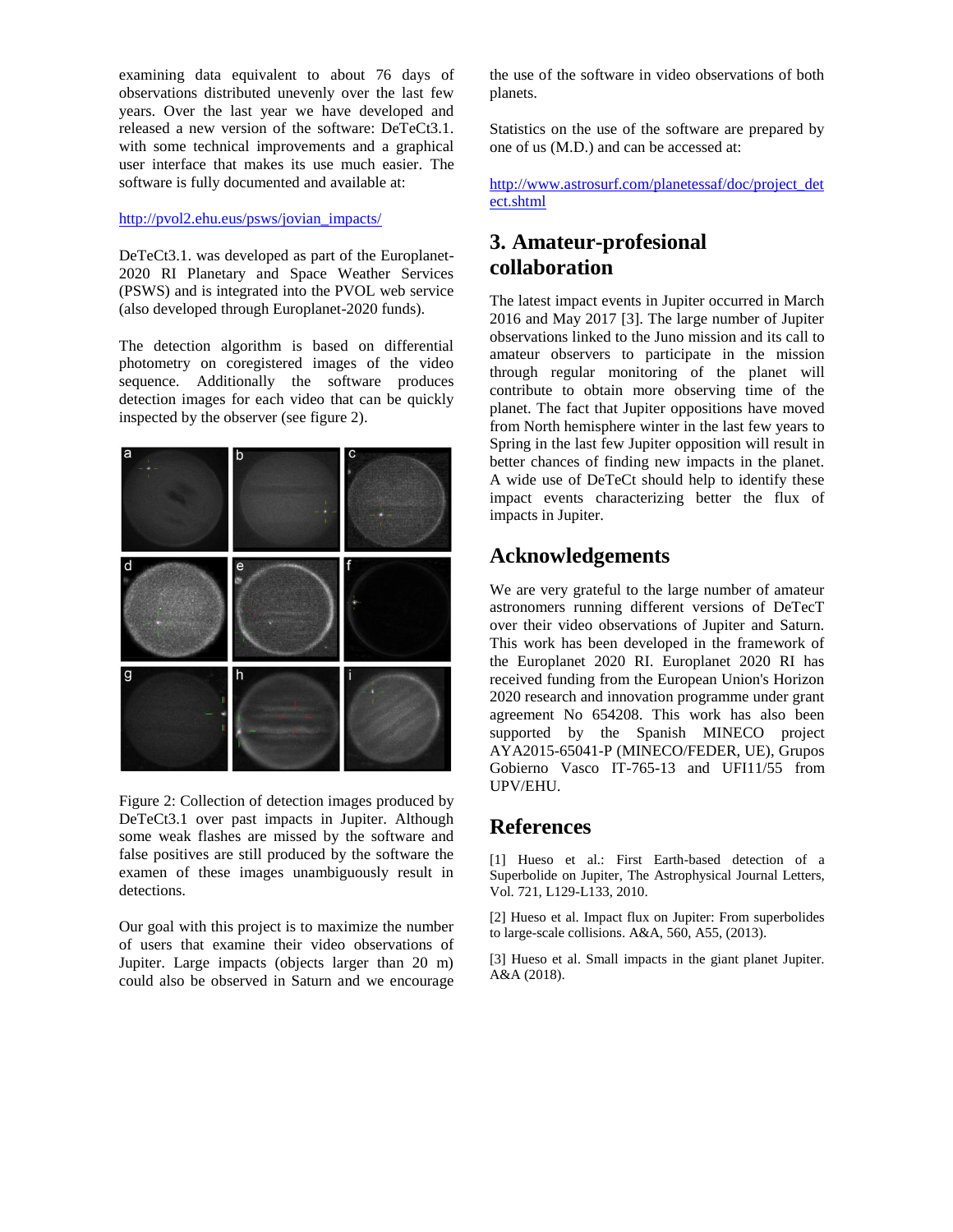examining data equivalent to about 76 days of observations distributed unevenly over the last few years. Over the last year we have developed and released a new version of the software: DeTeCt3.1. with some technical improvements and a graphical user interface that makes its use much easier. The software is fully documented and available at:

http://pvol2.ehu.eus/psws/jovian_impacts/

DeTeCt3.1. was developed as part of the Europlanet-2020 RI Planetary and Space Weather Services (PSWS) and is integrated into the PVOL web service (also developed through Europlanet-2020 funds).

The detection algorithm is based on differential photometry on coregistered images of the video sequence. Additionally the software produces detection images for each video that can be quickly inspected by the observer (see figure 2).

a b c d e f g h i

Figure 2: Collection of detection images produced by DeTeCt3.1 over past impacts in Jupiter. Although some weak flashes are missed by the software and false positives are still produced by the software the examen of these images unambiguously result in detections.

Our goal with this project is to maximize the number of users that examine their video observations of Jupiter. Large impacts (objects larger than 20 m) could also be observed in Saturn and we encourage the use of the software in video observations of both planets.

Statistics on the use of the software are prepared by one of us (M.D.) and can be accessed at:

http://www.astrosurf.com/planetessaf/doc/project_detect.shtml

## 3. Amateur-profesional collaboration

The latest impact events in Jupiter occurred in March 2016 and May 2017 [3]. The large number of Jupiter observations linked to the Juno mission and its call to amateur observers to participate in the mission through regular monitoring of the planet will contribute to obtain more observing time of the planet. The fact that Jupiter oppositions have moved from North hemisphere winter in the last few years to Spring in the last few Jupiter opposition will result in better chances of finding new impacts in the planet. A wide use of DeTeCt should help to identify these impact events characterizing better the flux of impacts in Jupiter.

## Acknowledgements

We are very grateful to the large number of amateur astronomers running different versions of DeTecT over their video observations of Jupiter and Saturn. This work has been developed in the framework of the Europlanet 2020 RI. Europlanet 2020 RI has received funding from the European Union's Horizon 2020 research and innovation programme under grant agreement No 654208. This work has also been supported by the Spanish MINECO project AYA2015-65041-P (MINECO/FEDER, UE), Grupos Gobierno Vasco IT-765-13 and UFI11/55 from UPV/EHU.

## References

[1] Hueso et al.: First Earth-based detection of a Superbolide on Jupiter, The Astrophysical Journal Letters, Vol. 721, L129-L133, 2010.

[2] Hueso et al. Impact flux on Jupiter: From superbolides to large-scale collisions. A&A, 560, A55, (2013).

[3] Hueso et al. Small impacts in the giant planet Jupiter. A&A (2018).